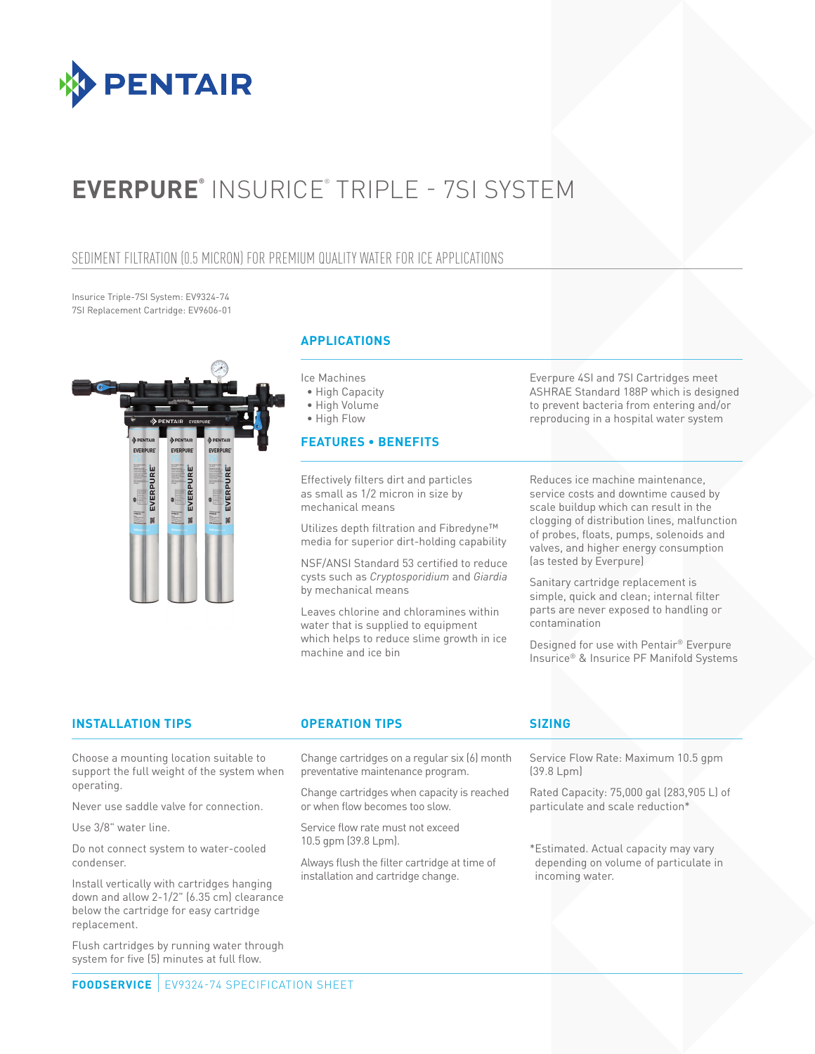# EVERPURE® INSURICE® TRIPLE - 7SI SYSTEM

## SEDIMENT FILTRATION (0.5 MICRON) FOR PREMIUM QUALITY WATER FOR ICE APPLICATIONS

Insurice Triple-7SI System: EV9324-74
7SI Replacement Cartridge: EV9606-01

### APPLICATIONS

Ice Machines

- High Capacity
- High Volume
- High Flow

Everpure 4SI and 7SI Cartridges meet ASHRAE Standard 188P which is designed to prevent bacteria from entering and/or reproducing in a hospital water system

### FEATURES • BENEFITS

Effectively filters dirt and particles as small as 1/2 micron in size by mechanical means

Utilizes depth filtration and Fibredyne™ media for superior dirt-holding capability

NSF/ANSI Standard 53 certified to reduce cysts such as *Cryptosporidium* and *Giardia* by mechanical means

Leaves chlorine and chloramines within water that is supplied to equipment which helps to reduce slime growth in ice machine and ice bin

Reduces ice machine maintenance, service costs and downtime caused by scale buildup which can result in the clogging of distribution lines, malfunction of probes, floats, pumps, solenoids and valves, and higher energy consumption (as tested by Everpure)

Sanitary cartridge replacement is simple, quick and clean; internal filter parts are never exposed to handling or contamination

Designed for use with Pentair® Everpure Insurice® & Insurice PF Manifold Systems

### INSTALLATION TIPS

Choose a mounting location suitable to support the full weight of the system when operating.

Never use saddle valve for connection.

Use 3/8" water line.

Do not connect system to water-cooled condenser.

Install vertically with cartridges hanging down and allow 2-1/2" (6.35 cm) clearance below the cartridge for easy cartridge replacement.

Flush cartridges by running water through system for five (5) minutes at full flow.

### OPERATION TIPS

Change cartridges on a regular six (6) month preventative maintenance program.

Change cartridges when capacity is reached or when flow becomes too slow.

Service flow rate must not exceed 10.5 gpm (39.8 Lpm).

Always flush the filter cartridge at time of installation and cartridge change.

### SIZING

Service Flow Rate: Maximum 10.5 gpm (39.8 Lpm)

Rated Capacity: 75,000 gal (283,905 L) of particulate and scale reduction*

*Estimated. Actual capacity may vary depending on volume of particulate in incoming water.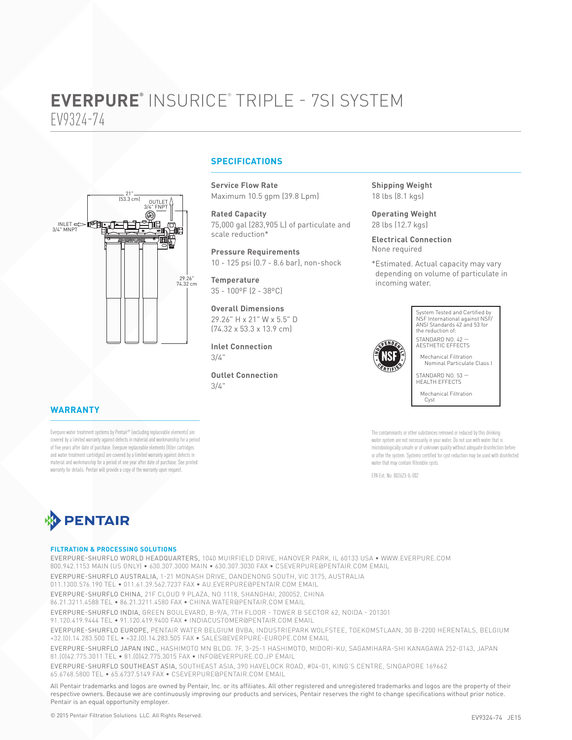# EVERPURE® INSURICE® TRIPLE - 7SI SYSTEM

EV9324-74

21" (53.3 cm)

OUTLET 3/4" FNPT

INLET 3/4" MNPT

29.26" 74.32 cm

## SPECIFICATIONS

**Service Flow Rate**
Maximum 10.5 gpm (39.8 Lpm)

**Rated Capacity**
75,000 gal (283,905 L) of particulate and scale reduction*

**Pressure Requirements**
10 - 125 psi (0.7 - 8.6 bar), non-shock

**Temperature**
35 - 100ºF (2 - 38ºC)

**Overall Dimensions**
29.26" H x 21" W x 5.5" D (74.32 x 53.3 x 13.9 cm)

**Inlet Connection**
3/4"

**Outlet Connection**
3/4"

**Shipping Weight**
18 lbs (8.1 kgs)

**Operating Weight**
28 lbs (12.7 kgs)

**Electrical Connection**
None required

*Estimated. Actual capacity may vary depending on volume of particulate in incoming water.

NSF INDEPENDENTLY CERTIFIED

System Tested and Certified by NSF International against NSF/ANSI Standards 42 and 53 for the reduction of:

STANDARD NO. 42 — AESTHETIC EFFECTS

Mechanical Filtration
Nominal Particulate Class I

STANDARD NO. 53 — HEALTH EFFECTS

Mechanical Filtration
Cyst

The contaminants or other substances removed or reduced by this drinking water system are not necessarily in your water. Do not use with water that is microbiologically unsafe or of unknown quality without adequate disinfection before or after the system. Systems certified for cyst reduction may be used with disinfected water that may contain filterable cysts.

EPA Est. No. 002623-IL-002

## WARRANTY

Everpure water treatment systems by Pentair® (excluding replaceable elements) are covered by a limited warranty against defects in material and workmanship for a period of five years after date of purchase. Everpure replaceable elements (filter cartridges and water treatment cartridges) are covered by a limited warranty against defects in material and workmanship for a period of one year after date of purchase. See printed warranty for details. Pentair will provide a copy of the warranty upon request.

PENTAIR

**FILTRATION & PROCESSING SOLUTIONS**

EVERPURE-SHURFLO WORLD HEADQUARTERS, 1040 MUIRFIELD DRIVE, HANOVER PARK, IL 60133 USA • WWW.EVERPURE.COM
800.942.1153 MAIN (US ONLY) • 630.307.3000 MAIN • 630.307.3030 FAX • CSEVERPURE@PENTAIR.COM EMAIL

EVERPURE-SHURFLO AUSTRALIA, 1-21 MONASH DRIVE, DANDENONG SOUTH, VIC 3175, AUSTRALIA
011.1300.576.190 TEL • 011.61.39.562.7237 FAX • AU.EVERPURE@PENTAIR.COM EMAIL

EVERPURE-SHURFLO CHINA, 21F CLOUD 9 PLAZA, NO 1118, SHANGHAI, 200052, CHINA
86.21.3211.4588 TEL • 86.21.3211.4580 FAX • CHINA.WATER@PENTAIR.COM EMAIL

EVERPURE-SHURFLO INDIA, GREEN BOULEVARD, B-9/A, 7TH FLOOR - TOWER B SECTOR 62, NOIDA - 201301
91.120.419.9444 TEL • 91.120.419.9400 FAX • INDIACUSTOMER@PENTAIR.COM EMAIL

EVERPURE-SHURFLO EUROPE, PENTAIR WATER BELGIUM BVBA, INDUSTRIEPARK WOLFSTEE, TOEKOMSTLAAN, 30 B-2200 HERENTALS, BELGIUM
+32.(0).14.283.500 TEL • +32.(0).14.283.505 FAX • SALES@EVERPURE-EUROPE.COM EMAIL

EVERPURE-SHURFLO JAPAN INC., HASHIMOTO MN BLDG. 7F, 3-25-1 HASHIMOTO, MIDORI-KU, SAGAMIHARA-SHI KANAGAWA 252-0143, JAPAN
81.(0)42.775.3011 TEL • 81.(0)42.775.3015 FAX • INFO@EVERPURE.CO.JP EMAIL

EVERPURE-SHURFLO SOUTHEAST ASIA, SOUTHEAST ASIA, 390 HAVELOCK ROAD, #04-01, KING'S CENTRE, SINGAPORE 169662
65.6768.5800 TEL • 65.6737.5149 FAX • CSEVERPURE@PENTAIR.COM EMAIL

All Pentair trademarks and logos are owned by Pentair, Inc. or its affiliates. All other registered and unregistered trademarks and logos are the property of their respective owners. Because we are continuously improving our products and services, Pentair reserves the right to change specifications without prior notice. Pentair is an equal opportunity employer.

© 2015 Pentair Filtration Solutions LLC. All Rights Reserved.

EV9324-74 JE15